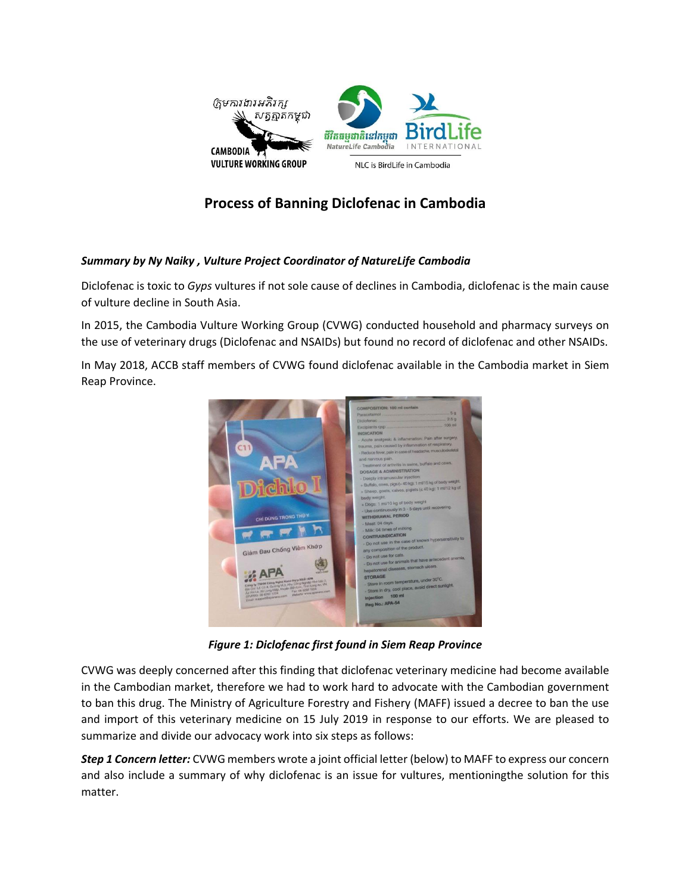# Process of Banning Diclofenac in Cambodia

***Summary by Ny Naiky , Vulture Project Coordinator of NatureLife Cambodia***

Diclofenac is toxic to *Gyps* vultures if not sole cause of declines in Cambodia, diclofenac is the main cause of vulture decline in South Asia.

In 2015, the Cambodia Vulture Working Group (CVWG) conducted household and pharmacy surveys on the use of veterinary drugs (Diclofenac and NSAIDs) but found no record of diclofenac and other NSAIDs.

In May 2018, ACCB staff members of CVWG found diclofenac available in the Cambodia market in Siem Reap Province.

***Figure 1: Diclofenac first found in Siem Reap Province***

CVWG was deeply concerned after this finding that diclofenac veterinary medicine had become available in the Cambodian market, therefore we had to work hard to advocate with the Cambodian government to ban this drug. The Ministry of Agriculture Forestry and Fishery (MAFF) issued a decree to ban the use and import of this veterinary medicine on 15 July 2019 in response to our efforts. We are pleased to summarize and divide our advocacy work into six steps as follows:

***Step 1 Concern letter:*** CVWG members wrote a joint official letter (below) to MAFF to express our concern and also include a summary of why diclofenac is an issue for vultures, mentioningthe solution for this matter.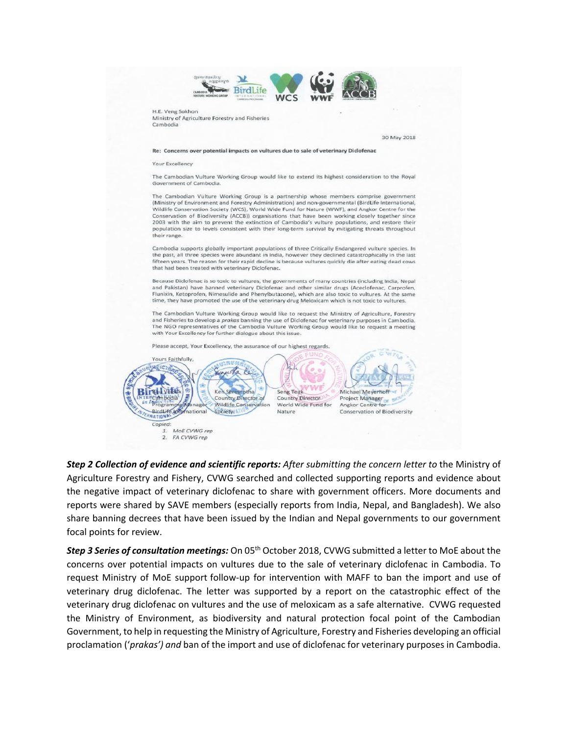H.E. Veng Sakhon
Ministry of Agriculture Forestry and Fisheries
Cambodia

30 May 2018

**Re: Concerns over potential impacts on vultures due to sale of veterinary Diclofenac**

Your Excellency

The Cambodian Vulture Working Group would like to extend its highest consideration to the Royal Government of Cambodia.

The Cambodian Vulture Working Group is a partnership whose members comprise government (Ministry of Environment and Forestry Administration) and non-governmental (BirdLife International, Wildlife Conservation Society (WCS), World Wide Fund for Nature (WWF), and Angkor Centre for the Conservation of Biodiversity (ACCB)) organisations that have been working closely together since 2003 with the aim to prevent the extinction of Cambodia's vulture populations, and restore their population size to levels consistent with their long-term survival by mitigating threats throughout their range.

Cambodia supports globally important populations of three Critically Endangered vulture species. In the past, all three species were abundant in India, however they declined catastrophically in the last fifteen years. The reason for their rapid decline is because vultures quickly die after eating dead cows that had been treated with veterinary Diclofenac.

Because Diclofenac is so toxic to vultures, the governments of many countries (including India, Nepal and Pakistan) have banned veterinary Diclofenac and other similar drugs (Aceclofenac, Carprofen, Flunixin, Ketoprofen, Nimesulide and Phenylbutazone), which are also toxic to vultures. At the same time, they have promoted the use of the veterinary drug Meloxicam which is not toxic to vultures.

The Cambodian Vulture Working Group would like to request the Ministry of Agriculture, Forestry and Fisheries to develop a *prakas* banning the use of Diclofenac for veterinary purposes in Cambodia. The NGO representatives of the Cambodia Vulture Working Group would like to request a meeting with Your Excellency for further dialogue about this issue.

Please accept, Your Excellency, the assurance of our highest regards.

Yours Faithfully,

| Bou Vorsak | Ken Sereyrotha | Seng Teak | Michael Meyerhoff |
|---|---|---|---|
| Cambodia Programme Manager | Country Director of | Country Director | Project Manager |
| BirdLife International | Wildlife Conservation Society | World Wide Fund for Nature | Angkor Centre for Conservation of Biodiversity |

*Copied:*

1. *MoE CVWG rep*
2. *FA CVWG rep*

***Step 2 Collection of evidence and scientific reports:*** *After submitting the concern letter to* the Ministry of Agriculture Forestry and Fishery, CVWG searched and collected supporting reports and evidence about the negative impact of veterinary diclofenac to share with government officers. More documents and reports were shared by SAVE members (especially reports from India, Nepal, and Bangladesh). We also share banning decrees that have been issued by the Indian and Nepal governments to our government focal points for review.

***Step 3 Series of consultation meetings:*** On 05th October 2018, CVWG submitted a letter to MoE about the concerns over potential impacts on vultures due to the sale of veterinary diclofenac in Cambodia. To request Ministry of MoE support follow-up for intervention with MAFF to ban the import and use of veterinary drug diclofenac. The letter was supported by a report on the catastrophic effect of the veterinary drug diclofenac on vultures and the use of meloxicam as a safe alternative. CVWG requested the Ministry of Environment, as biodiversity and natural protection focal point of the Cambodian Government, to help in requesting the Ministry of Agriculture, Forestry and Fisheries developing an official proclamation ('*prakas') and* ban of the import and use of diclofenac for veterinary purposes in Cambodia.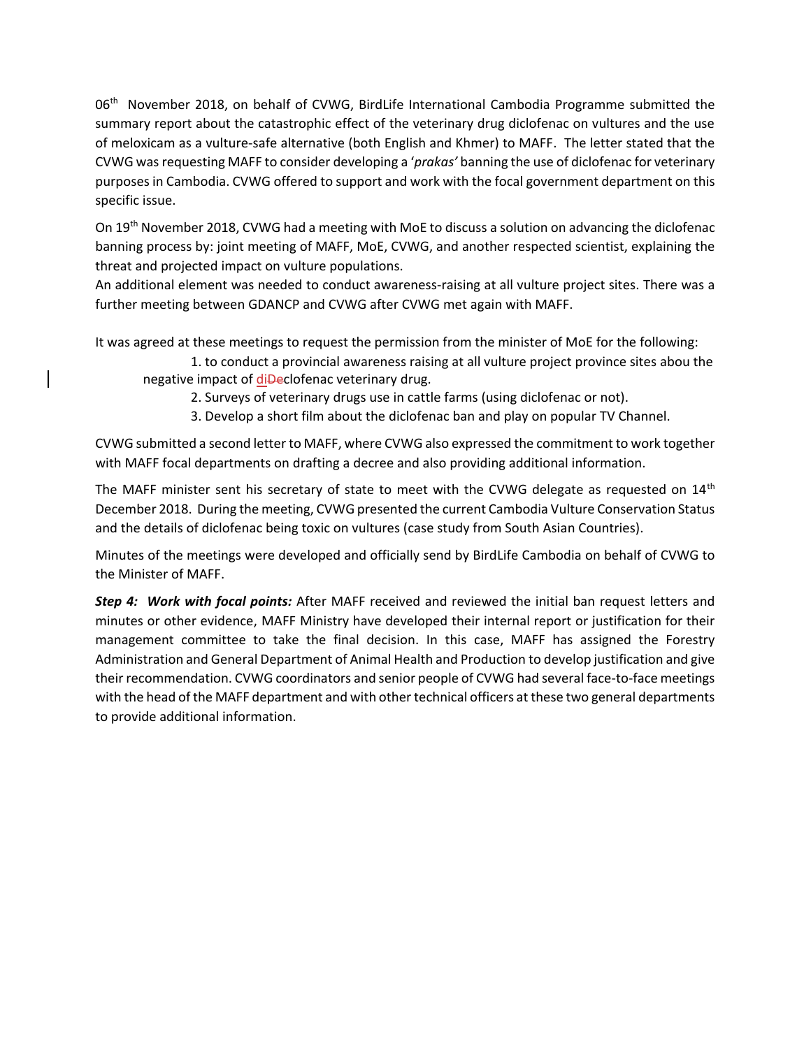06th November 2018, on behalf of CVWG, BirdLife International Cambodia Programme submitted the summary report about the catastrophic effect of the veterinary drug diclofenac on vultures and the use of meloxicam as a vulture-safe alternative (both English and Khmer) to MAFF. The letter stated that the CVWG was requesting MAFF to consider developing a '*prakas'* banning the use of diclofenac for veterinary purposes in Cambodia. CVWG offered to support and work with the focal government department on this specific issue.

On 19th November 2018, CVWG had a meeting with MoE to discuss a solution on advancing the diclofenac banning process by: joint meeting of MAFF, MoE, CVWG, and another respected scientist, explaining the threat and projected impact on vulture populations.
An additional element was needed to conduct awareness-raising at all vulture project sites. There was a further meeting between GDANCP and CVWG after CVWG met again with MAFF.

It was agreed at these meetings to request the permission from the minister of MoE for the following:

1. to conduct a provincial awareness raising at all vulture project province sites abou the negative impact of diclofenac veterinary drug.
2. Surveys of veterinary drugs use in cattle farms (using diclofenac or not).
3. Develop a short film about the diclofenac ban and play on popular TV Channel.

CVWG submitted a second letter to MAFF, where CVWG also expressed the commitment to work together with MAFF focal departments on drafting a decree and also providing additional information.

The MAFF minister sent his secretary of state to meet with the CVWG delegate as requested on 14th December 2018. During the meeting, CVWG presented the current Cambodia Vulture Conservation Status and the details of diclofenac being toxic on vultures (case study from South Asian Countries).

Minutes of the meetings were developed and officially send by BirdLife Cambodia on behalf of CVWG to the Minister of MAFF.

***Step 4: Work with focal points:*** After MAFF received and reviewed the initial ban request letters and minutes or other evidence, MAFF Ministry have developed their internal report or justification for their management committee to take the final decision. In this case, MAFF has assigned the Forestry Administration and General Department of Animal Health and Production to develop justification and give their recommendation. CVWG coordinators and senior people of CVWG had several face-to-face meetings with the head of the MAFF department and with other technical officers at these two general departments to provide additional information.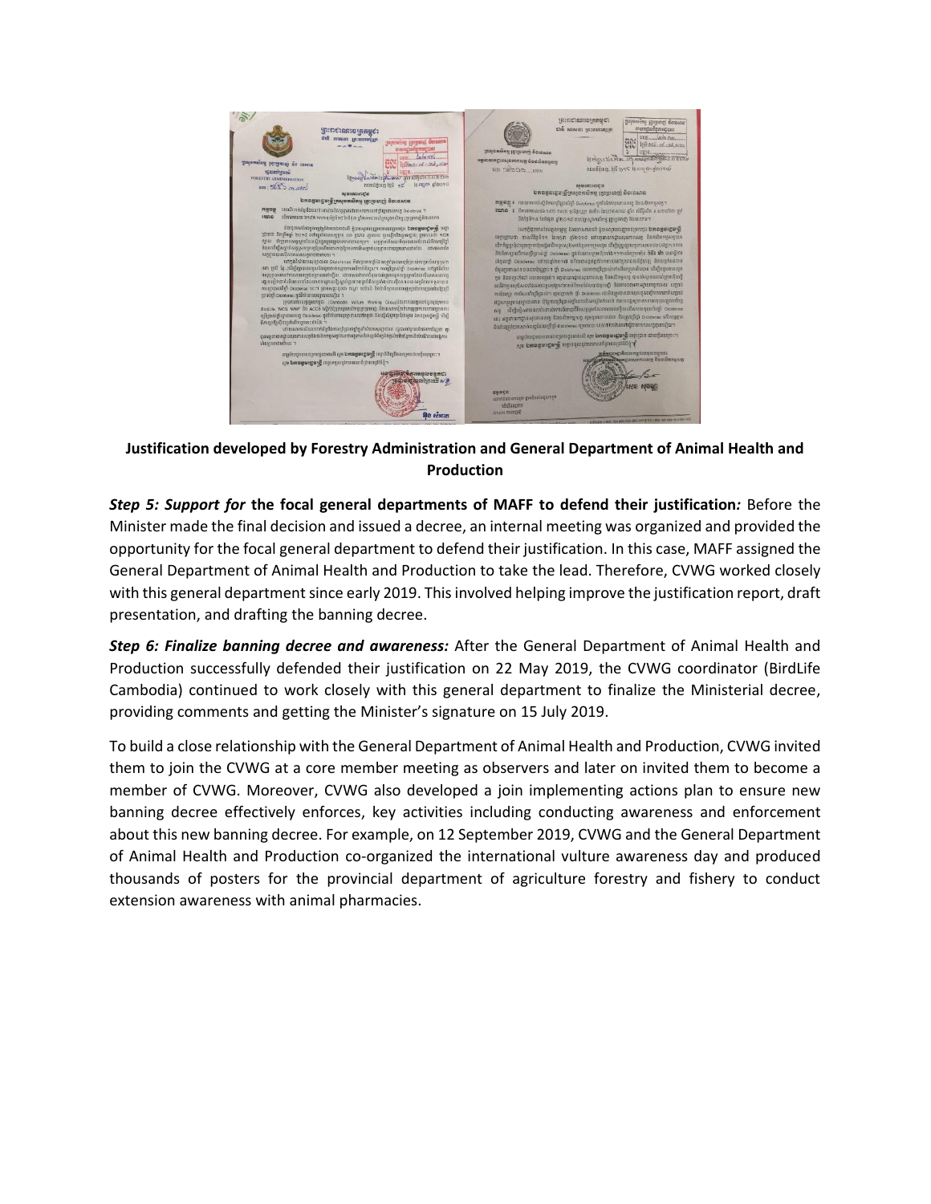**Justification developed by Forestry Administration and General Department of Animal Health and Production**

***Step 5: Support for*** **the focal general departments of MAFF to defend their justification***:* Before the Minister made the final decision and issued a decree, an internal meeting was organized and provided the opportunity for the focal general department to defend their justification. In this case, MAFF assigned the General Department of Animal Health and Production to take the lead. Therefore, CVWG worked closely with this general department since early 2019. This involved helping improve the justification report, draft presentation, and drafting the banning decree.

***Step 6: Finalize banning decree and awareness:*** After the General Department of Animal Health and Production successfully defended their justification on 22 May 2019, the CVWG coordinator (BirdLife Cambodia) continued to work closely with this general department to finalize the Ministerial decree, providing comments and getting the Minister's signature on 15 July 2019.

To build a close relationship with the General Department of Animal Health and Production, CVWG invited them to join the CVWG at a core member meeting as observers and later on invited them to become a member of CVWG. Moreover, CVWG also developed a join implementing actions plan to ensure new banning decree effectively enforces, key activities including conducting awareness and enforcement about this new banning decree. For example, on 12 September 2019, CVWG and the General Department of Animal Health and Production co-organized the international vulture awareness day and produced thousands of posters for the provincial department of agriculture forestry and fishery to conduct extension awareness with animal pharmacies.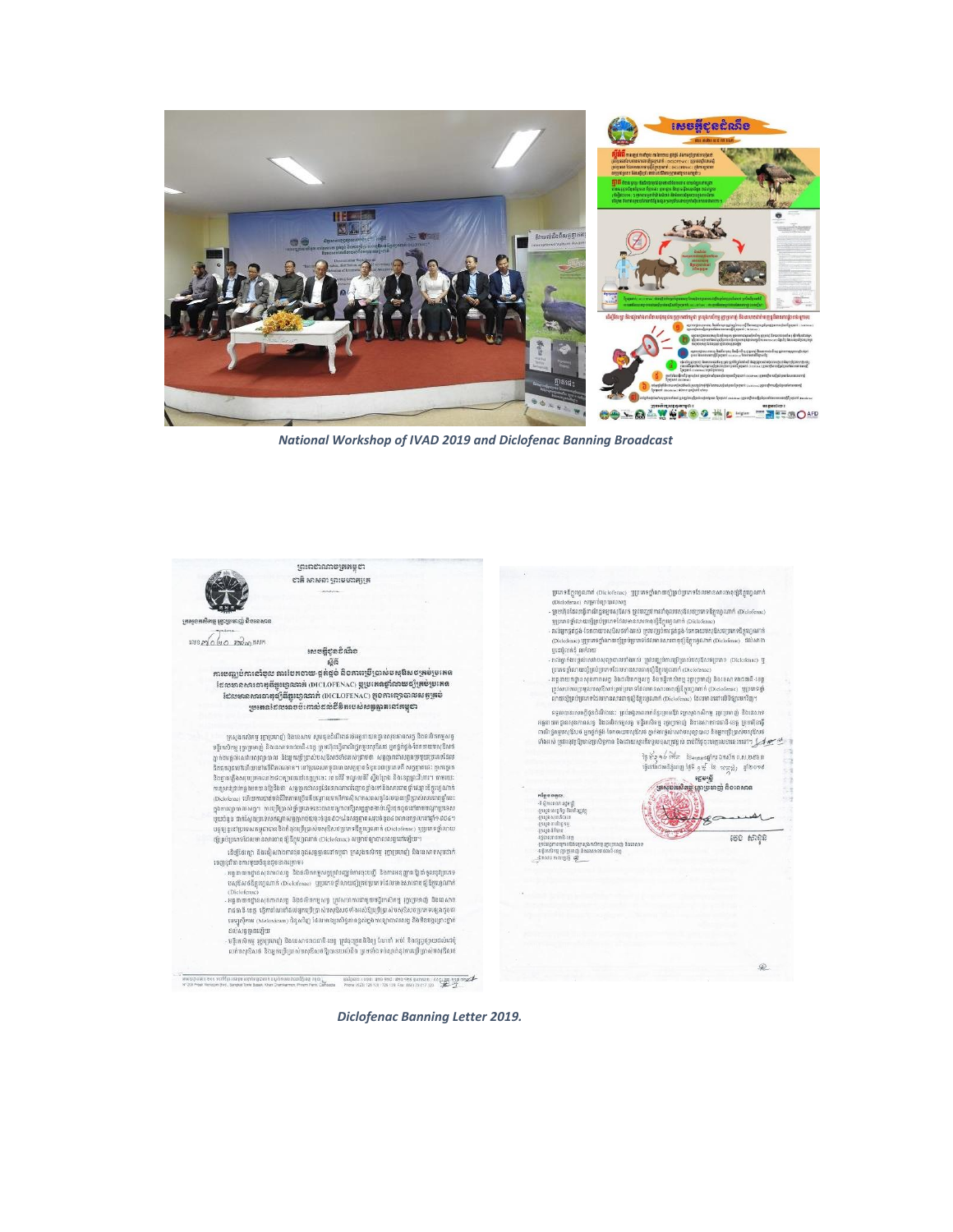*National Workshop of IVAD 2019 and Diclofenac Banning Broadcast*

*Diclofenac Banning Letter 2019.*